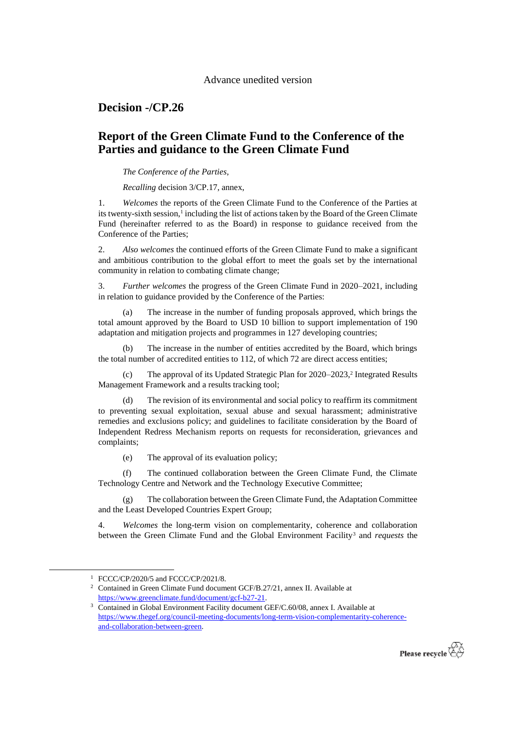Advance unedited version

# Decision -/CP.26

# Report of the Green Climate Fund to the Conference of the Parties and guidance to the Green Climate Fund

*The Conference of the Parties*,

*Recalling* decision 3/CP.17, annex,

1. *Welcomes* the reports of the Green Climate Fund to the Conference of the Parties at its twenty-sixth session,[1] including the list of actions taken by the Board of the Green Climate Fund (hereinafter referred to as the Board) in response to guidance received from the Conference of the Parties;

2. *Also welcomes* the continued efforts of the Green Climate Fund to make a significant and ambitious contribution to the global effort to meet the goals set by the international community in relation to combating climate change;

3. *Further welcomes* the progress of the Green Climate Fund in 2020–2021, including in relation to guidance provided by the Conference of the Parties:

(a) The increase in the number of funding proposals approved, which brings the total amount approved by the Board to USD 10 billion to support implementation of 190 adaptation and mitigation projects and programmes in 127 developing countries;

(b) The increase in the number of entities accredited by the Board, which brings the total number of accredited entities to 112, of which 72 are direct access entities;

(c) The approval of its Updated Strategic Plan for 2020–2023,[2] Integrated Results Management Framework and a results tracking tool;

(d) The revision of its environmental and social policy to reaffirm its commitment to preventing sexual exploitation, sexual abuse and sexual harassment; administrative remedies and exclusions policy; and guidelines to facilitate consideration by the Board of Independent Redress Mechanism reports on requests for reconsideration, grievances and complaints;

(e) The approval of its evaluation policy;

(f) The continued collaboration between the Green Climate Fund, the Climate Technology Centre and Network and the Technology Executive Committee;

(g) The collaboration between the Green Climate Fund, the Adaptation Committee and the Least Developed Countries Expert Group;

4. *Welcomes* the long-term vision on complementarity, coherence and collaboration between the Green Climate Fund and the Global Environment Facility[3] and *requests* the

---

[1] FCCC/CP/2020/5 and FCCC/CP/2021/8.

[2] Contained in Green Climate Fund document GCF/B.27/21, annex II. Available at https://www.greenclimate.fund/document/gcf-b27-21.

[3] Contained in Global Environment Facility document GEF/C.60/08, annex I. Available at https://www.thegef.org/council-meeting-documents/long-term-vision-complementarity-coherence-and-collaboration-between-green.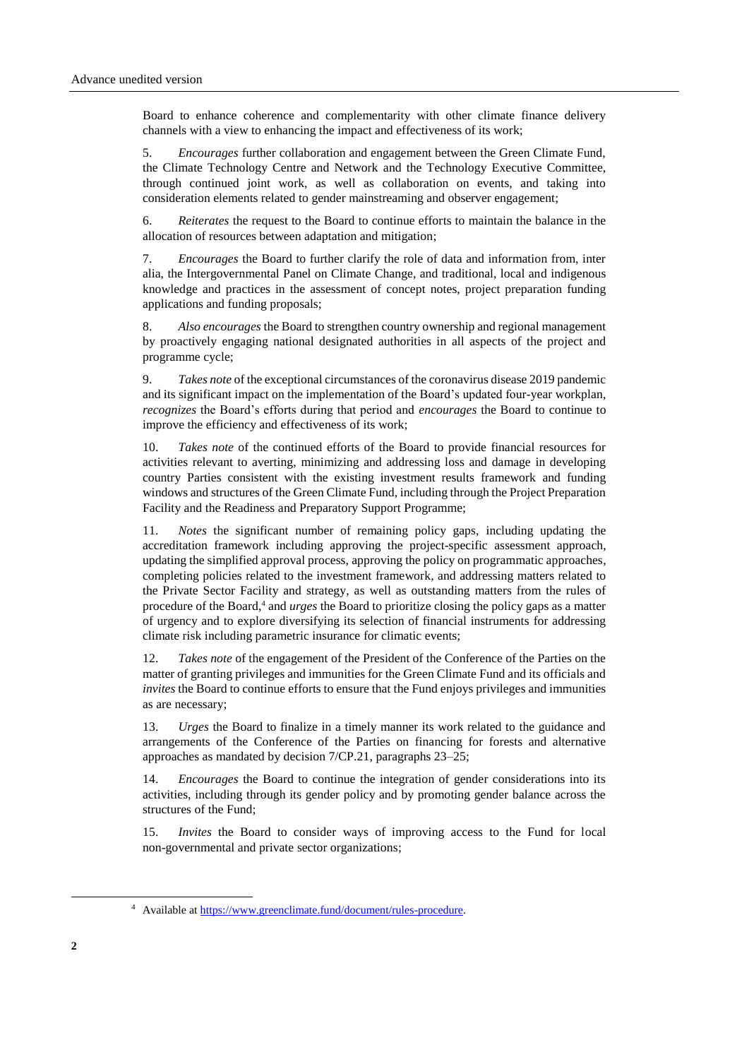Board to enhance coherence and complementarity with other climate finance delivery channels with a view to enhancing the impact and effectiveness of its work;

5. *Encourages* further collaboration and engagement between the Green Climate Fund, the Climate Technology Centre and Network and the Technology Executive Committee, through continued joint work, as well as collaboration on events, and taking into consideration elements related to gender mainstreaming and observer engagement;

6. *Reiterates* the request to the Board to continue efforts to maintain the balance in the allocation of resources between adaptation and mitigation;

7. *Encourages* the Board to further clarify the role of data and information from, inter alia, the Intergovernmental Panel on Climate Change, and traditional, local and indigenous knowledge and practices in the assessment of concept notes, project preparation funding applications and funding proposals;

8. *Also encourages* the Board to strengthen country ownership and regional management by proactively engaging national designated authorities in all aspects of the project and programme cycle;

9. *Takes note* of the exceptional circumstances of the coronavirus disease 2019 pandemic and its significant impact on the implementation of the Board's updated four-year workplan, *recognizes* the Board's efforts during that period and *encourages* the Board to continue to improve the efficiency and effectiveness of its work;

10. *Takes note* of the continued efforts of the Board to provide financial resources for activities relevant to averting, minimizing and addressing loss and damage in developing country Parties consistent with the existing investment results framework and funding windows and structures of the Green Climate Fund, including through the Project Preparation Facility and the Readiness and Preparatory Support Programme;

11. *Notes* the significant number of remaining policy gaps, including updating the accreditation framework including approving the project-specific assessment approach, updating the simplified approval process, approving the policy on programmatic approaches, completing policies related to the investment framework, and addressing matters related to the Private Sector Facility and strategy, as well as outstanding matters from the rules of procedure of the Board,[4] and *urges* the Board to prioritize closing the policy gaps as a matter of urgency and to explore diversifying its selection of financial instruments for addressing climate risk including parametric insurance for climatic events;

12. *Takes note* of the engagement of the President of the Conference of the Parties on the matter of granting privileges and immunities for the Green Climate Fund and its officials and *invites* the Board to continue efforts to ensure that the Fund enjoys privileges and immunities as are necessary;

13. *Urges* the Board to finalize in a timely manner its work related to the guidance and arrangements of the Conference of the Parties on financing for forests and alternative approaches as mandated by decision 7/CP.21, paragraphs 23–25;

14. *Encourages* the Board to continue the integration of gender considerations into its activities, including through its gender policy and by promoting gender balance across the structures of the Fund;

15. *Invites* the Board to consider ways of improving access to the Fund for local non-governmental and private sector organizations;

---

[4] Available at https://www.greenclimate.fund/document/rules-procedure.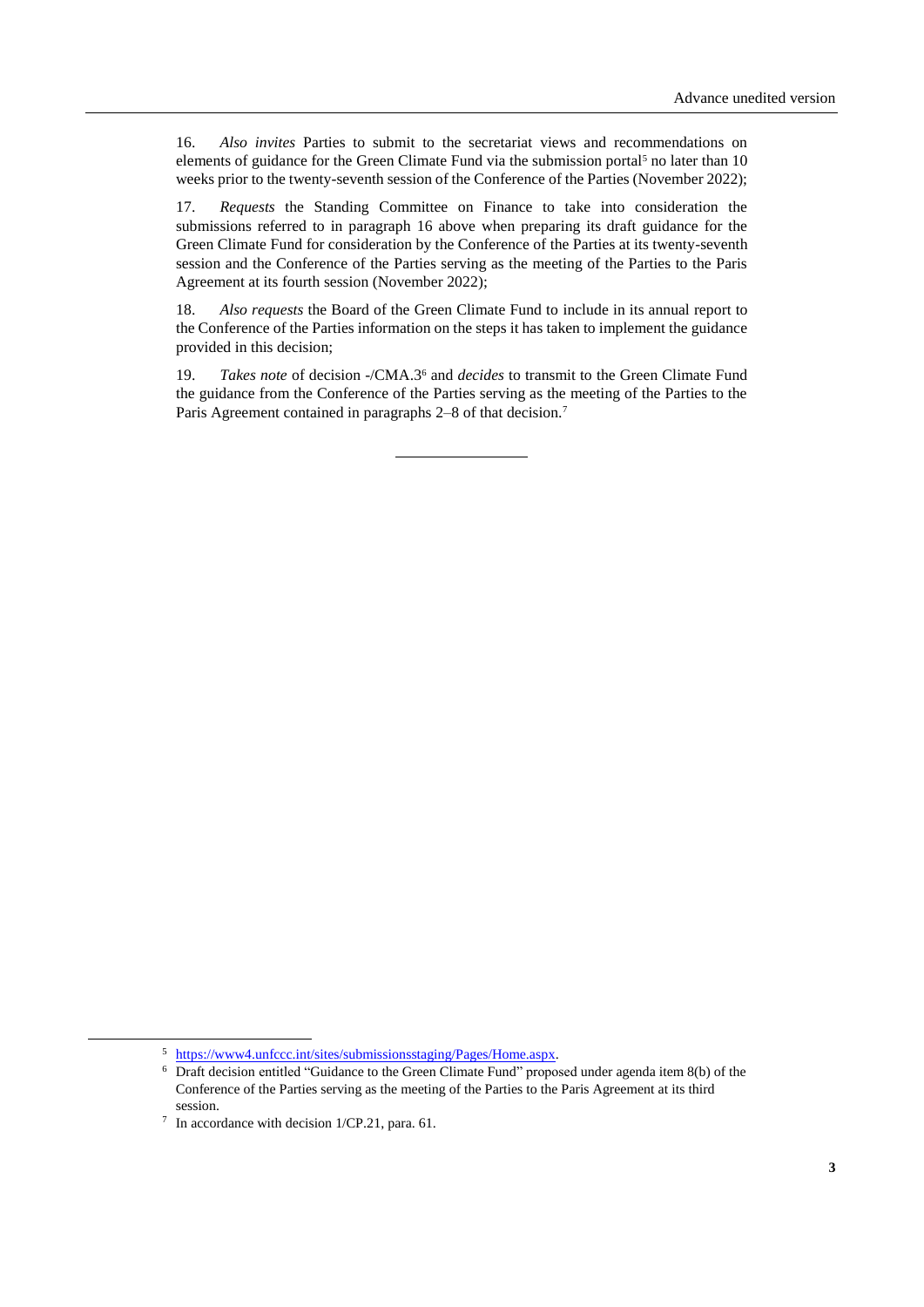16. *Also invites* Parties to submit to the secretariat views and recommendations on elements of guidance for the Green Climate Fund via the submission portal[5] no later than 10 weeks prior to the twenty-seventh session of the Conference of the Parties (November 2022);

17. *Requests* the Standing Committee on Finance to take into consideration the submissions referred to in paragraph 16 above when preparing its draft guidance for the Green Climate Fund for consideration by the Conference of the Parties at its twenty-seventh session and the Conference of the Parties serving as the meeting of the Parties to the Paris Agreement at its fourth session (November 2022);

18. *Also requests* the Board of the Green Climate Fund to include in its annual report to the Conference of the Parties information on the steps it has taken to implement the guidance provided in this decision;

19. *Takes note* of decision -/CMA.3[6] and *decides* to transmit to the Green Climate Fund the guidance from the Conference of the Parties serving as the meeting of the Parties to the Paris Agreement contained in paragraphs 2–8 of that decision.[7]

---

[5] https://www4.unfccc.int/sites/submissionsstaging/Pages/Home.aspx.

[6] Draft decision entitled "Guidance to the Green Climate Fund" proposed under agenda item 8(b) of the Conference of the Parties serving as the meeting of the Parties to the Paris Agreement at its third session.

[7] In accordance with decision 1/CP.21, para. 61.